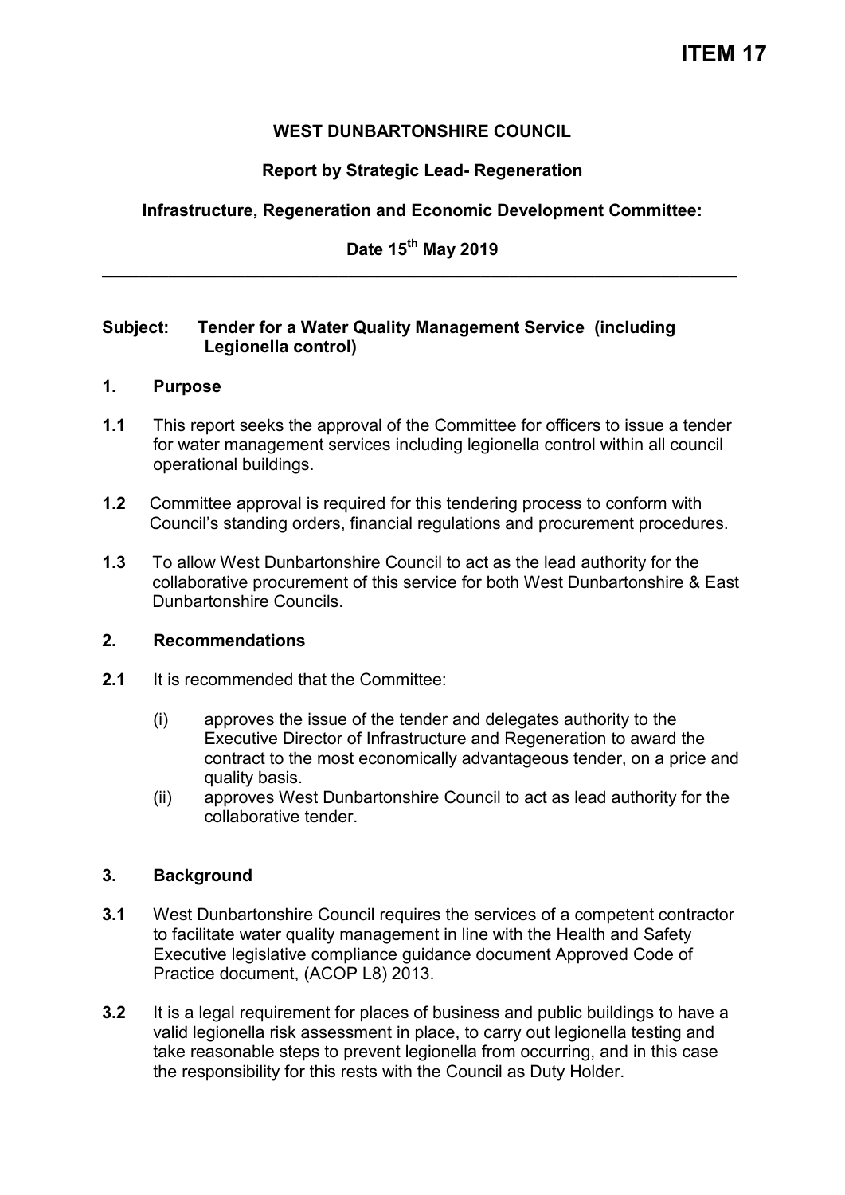**ITEM 17**

**WEST DUNBARTONSHIRE COUNCIL**

**Report by Strategic Lead- Regeneration**

**Infrastructure, Regeneration and Economic Development Committee:**

**Date 15th May 2019**

---

**Subject: Tender for a Water Quality Management Service (including Legionella control)**

## 1. Purpose

**1.1** This report seeks the approval of the Committee for officers to issue a tender for water management services including legionella control within all council operational buildings.

**1.2** Committee approval is required for this tendering process to conform with Council's standing orders, financial regulations and procurement procedures.

**1.3** To allow West Dunbartonshire Council to act as the lead authority for the collaborative procurement of this service for both West Dunbartonshire & East Dunbartonshire Councils.

## 2. Recommendations

**2.1** It is recommended that the Committee:

(i) approves the issue of the tender and delegates authority to the Executive Director of Infrastructure and Regeneration to award the contract to the most economically advantageous tender, on a price and quality basis.

(ii) approves West Dunbartonshire Council to act as lead authority for the collaborative tender.

## 3. Background

**3.1** West Dunbartonshire Council requires the services of a competent contractor to facilitate water quality management in line with the Health and Safety Executive legislative compliance guidance document Approved Code of Practice document, (ACOP L8) 2013.

**3.2** It is a legal requirement for places of business and public buildings to have a valid legionella risk assessment in place, to carry out legionella testing and take reasonable steps to prevent legionella from occurring, and in this case the responsibility for this rests with the Council as Duty Holder.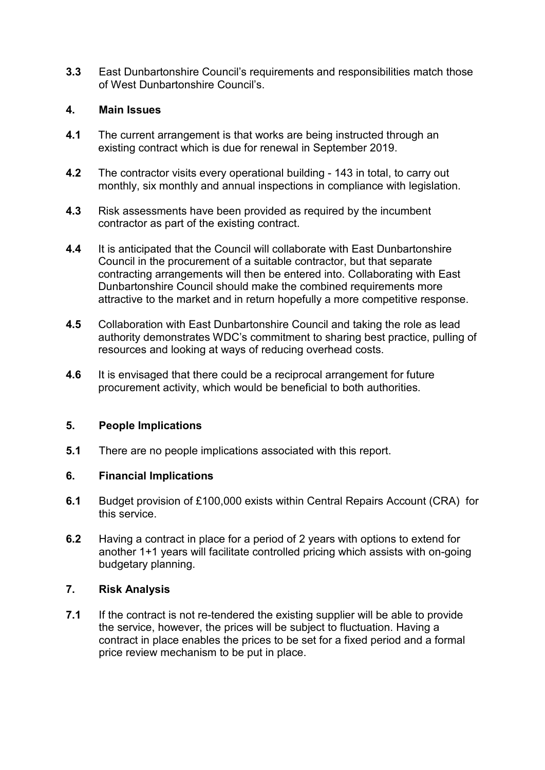**3.3** East Dunbartonshire Council's requirements and responsibilities match those of West Dunbartonshire Council's.

## 4. Main Issues

**4.1** The current arrangement is that works are being instructed through an existing contract which is due for renewal in September 2019.

**4.2** The contractor visits every operational building - 143 in total, to carry out monthly, six monthly and annual inspections in compliance with legislation.

**4.3** Risk assessments have been provided as required by the incumbent contractor as part of the existing contract.

**4.4** It is anticipated that the Council will collaborate with East Dunbartonshire Council in the procurement of a suitable contractor, but that separate contracting arrangements will then be entered into. Collaborating with East Dunbartonshire Council should make the combined requirements more attractive to the market and in return hopefully a more competitive response.

**4.5** Collaboration with East Dunbartonshire Council and taking the role as lead authority demonstrates WDC's commitment to sharing best practice, pulling of resources and looking at ways of reducing overhead costs.

**4.6** It is envisaged that there could be a reciprocal arrangement for future procurement activity, which would be beneficial to both authorities.

## 5. People Implications

**5.1** There are no people implications associated with this report.

## 6. Financial Implications

**6.1** Budget provision of £100,000 exists within Central Repairs Account (CRA) for this service.

**6.2** Having a contract in place for a period of 2 years with options to extend for another 1+1 years will facilitate controlled pricing which assists with on-going budgetary planning.

## 7. Risk Analysis

**7.1** If the contract is not re-tendered the existing supplier will be able to provide the service, however, the prices will be subject to fluctuation. Having a contract in place enables the prices to be set for a fixed period and a formal price review mechanism to be put in place.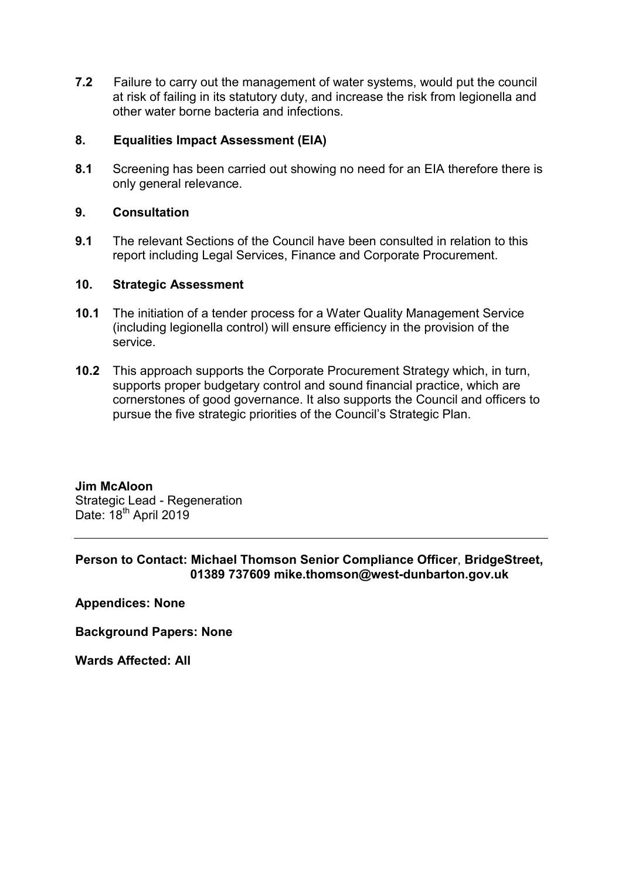**7.2** Failure to carry out the management of water systems, would put the council at risk of failing in its statutory duty, and increase the risk from legionella and other water borne bacteria and infections.

## 8. Equalities Impact Assessment (EIA)

**8.1** Screening has been carried out showing no need for an EIA therefore there is only general relevance.

## 9. Consultation

**9.1** The relevant Sections of the Council have been consulted in relation to this report including Legal Services, Finance and Corporate Procurement.

## 10. Strategic Assessment

**10.1** The initiation of a tender process for a Water Quality Management Service (including legionella control) will ensure efficiency in the provision of the service.

**10.2** This approach supports the Corporate Procurement Strategy which, in turn, supports proper budgetary control and sound financial practice, which are cornerstones of good governance. It also supports the Council and officers to pursue the five strategic priorities of the Council's Strategic Plan.

**Jim McAloon**
Strategic Lead - Regeneration
Date: 18th April 2019

---

**Person to Contact: Michael Thomson Senior Compliance Officer**, **BridgeStreet, 01389 737609 mike.thomson@west-dunbarton.gov.uk**

**Appendices: None**

**Background Papers: None**

**Wards Affected: All**